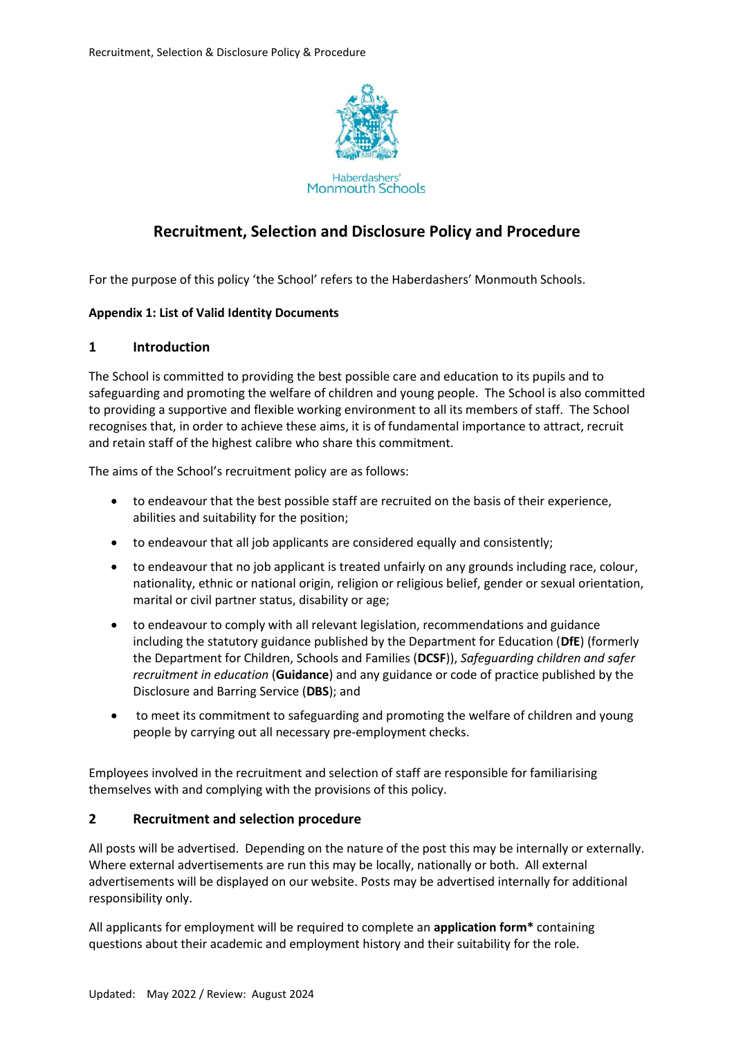Haberdashers' Monmouth Schools

# Recruitment, Selection and Disclosure Policy and Procedure

For the purpose of this policy 'the School' refers to the Haberdashers' Monmouth Schools.

**Appendix 1: List of Valid Identity Documents**

## 1 Introduction

The School is committed to providing the best possible care and education to its pupils and to safeguarding and promoting the welfare of children and young people. The School is also committed to providing a supportive and flexible working environment to all its members of staff. The School recognises that, in order to achieve these aims, it is of fundamental importance to attract, recruit and retain staff of the highest calibre who share this commitment.

The aims of the School's recruitment policy are as follows:

- to endeavour that the best possible staff are recruited on the basis of their experience, abilities and suitability for the position;
- to endeavour that all job applicants are considered equally and consistently;
- to endeavour that no job applicant is treated unfairly on any grounds including race, colour, nationality, ethnic or national origin, religion or religious belief, gender or sexual orientation, marital or civil partner status, disability or age;
- to endeavour to comply with all relevant legislation, recommendations and guidance including the statutory guidance published by the Department for Education (**DfE**) (formerly the Department for Children, Schools and Families (**DCSF**)), *Safeguarding children and safer recruitment in education* (**Guidance**) and any guidance or code of practice published by the Disclosure and Barring Service (**DBS**); and
- to meet its commitment to safeguarding and promoting the welfare of children and young people by carrying out all necessary pre-employment checks.

Employees involved in the recruitment and selection of staff are responsible for familiarising themselves with and complying with the provisions of this policy.

## 2 Recruitment and selection procedure

All posts will be advertised. Depending on the nature of the post this may be internally or externally. Where external advertisements are run this may be locally, nationally or both. All external advertisements will be displayed on our website. Posts may be advertised internally for additional responsibility only.

All applicants for employment will be required to complete an **application form*** containing questions about their academic and employment history and their suitability for the role.

Updated: May 2022 / Review: August 2024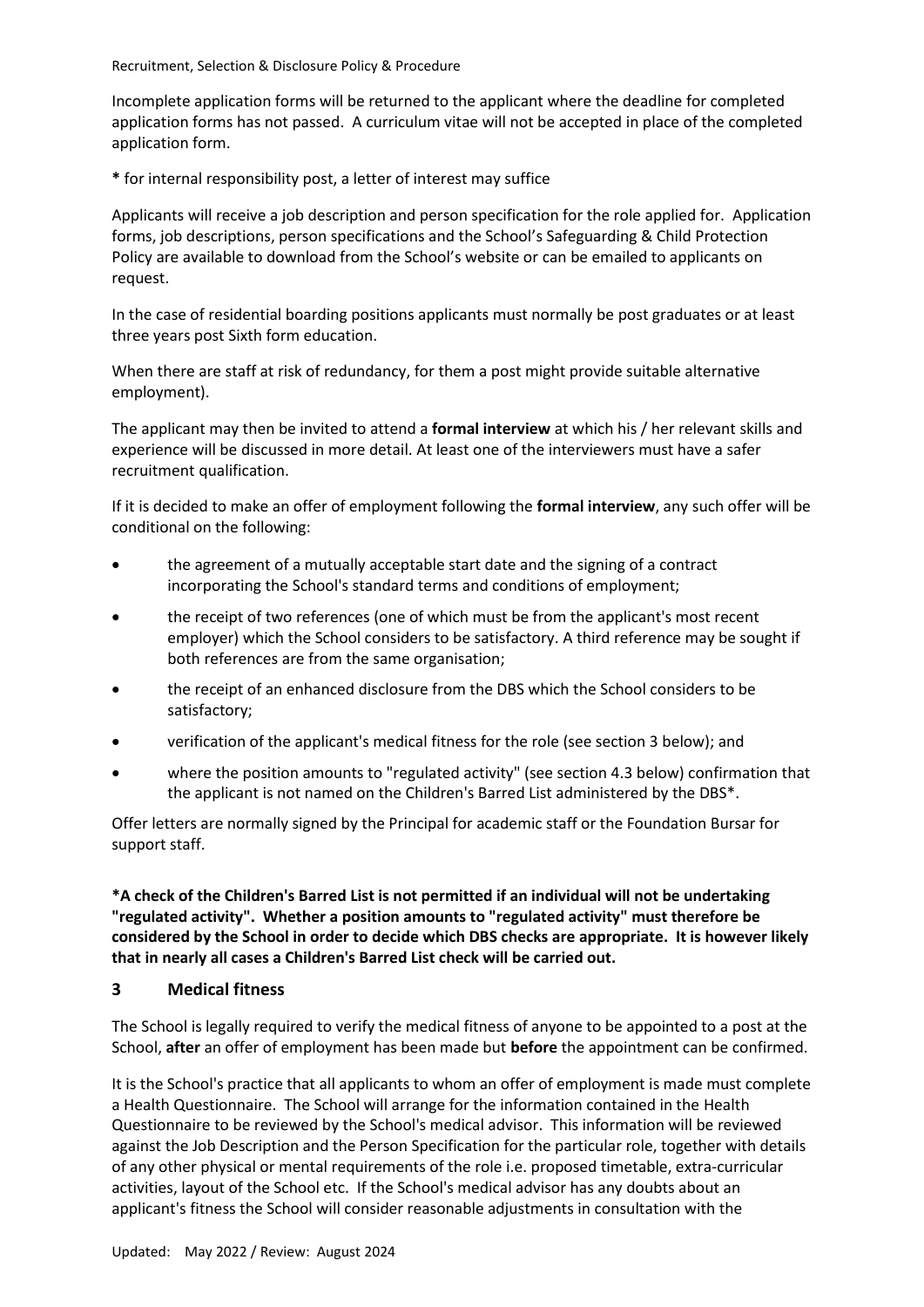Incomplete application forms will be returned to the applicant where the deadline for completed application forms has not passed. A curriculum vitae will not be accepted in place of the completed application form.

**\*** for internal responsibility post, a letter of interest may suffice

Applicants will receive a job description and person specification for the role applied for. Application forms, job descriptions, person specifications and the School's Safeguarding & Child Protection Policy are available to download from the School's website or can be emailed to applicants on request.

In the case of residential boarding positions applicants must normally be post graduates or at least three years post Sixth form education.

When there are staff at risk of redundancy, for them a post might provide suitable alternative employment).

The applicant may then be invited to attend a **formal interview** at which his / her relevant skills and experience will be discussed in more detail. At least one of the interviewers must have a safer recruitment qualification.

If it is decided to make an offer of employment following the **formal interview**, any such offer will be conditional on the following:

- the agreement of a mutually acceptable start date and the signing of a contract incorporating the School's standard terms and conditions of employment;
- the receipt of two references (one of which must be from the applicant's most recent employer) which the School considers to be satisfactory. A third reference may be sought if both references are from the same organisation;
- the receipt of an enhanced disclosure from the DBS which the School considers to be satisfactory;
- verification of the applicant's medical fitness for the role (see section 3 below); and
- where the position amounts to "regulated activity" (see section 4.3 below) confirmation that the applicant is not named on the Children's Barred List administered by the DBS*.

Offer letters are normally signed by the Principal for academic staff or the Foundation Bursar for support staff.

**\*A check of the Children's Barred List is not permitted if an individual will not be undertaking "regulated activity". Whether a position amounts to "regulated activity" must therefore be considered by the School in order to decide which DBS checks are appropriate. It is however likely that in nearly all cases a Children's Barred List check will be carried out.**

## 3 Medical fitness

The School is legally required to verify the medical fitness of anyone to be appointed to a post at the School, **after** an offer of employment has been made but **before** the appointment can be confirmed.

It is the School's practice that all applicants to whom an offer of employment is made must complete a Health Questionnaire. The School will arrange for the information contained in the Health Questionnaire to be reviewed by the School's medical advisor. This information will be reviewed against the Job Description and the Person Specification for the particular role, together with details of any other physical or mental requirements of the role i.e. proposed timetable, extra-curricular activities, layout of the School etc. If the School's medical advisor has any doubts about an applicant's fitness the School will consider reasonable adjustments in consultation with the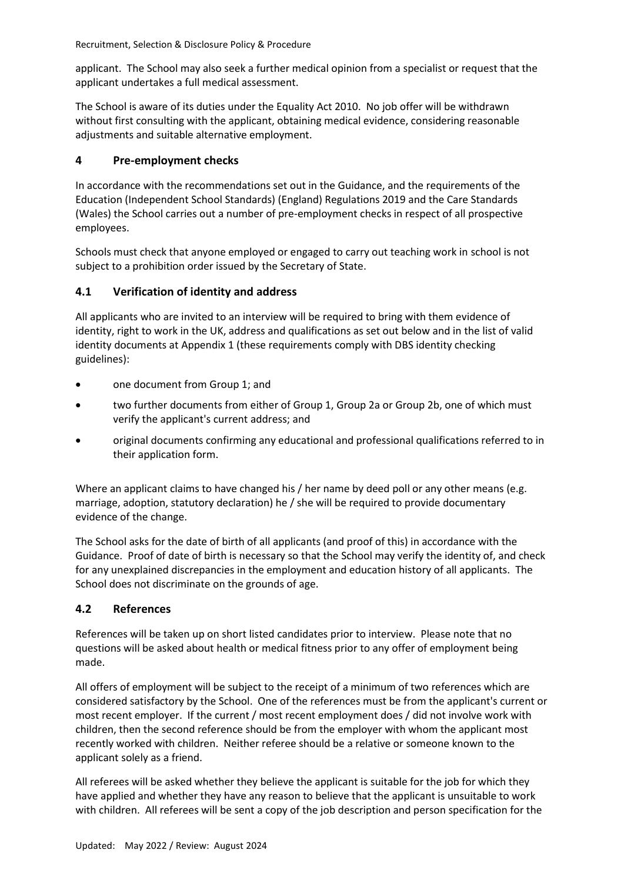applicant. The School may also seek a further medical opinion from a specialist or request that the applicant undertakes a full medical assessment.

The School is aware of its duties under the Equality Act 2010. No job offer will be withdrawn without first consulting with the applicant, obtaining medical evidence, considering reasonable adjustments and suitable alternative employment.

## 4 Pre-employment checks

In accordance with the recommendations set out in the Guidance, and the requirements of the Education (Independent School Standards) (England) Regulations 2019 and the Care Standards (Wales) the School carries out a number of pre-employment checks in respect of all prospective employees.

Schools must check that anyone employed or engaged to carry out teaching work in school is not subject to a prohibition order issued by the Secretary of State.

### 4.1 Verification of identity and address

All applicants who are invited to an interview will be required to bring with them evidence of identity, right to work in the UK, address and qualifications as set out below and in the list of valid identity documents at Appendix 1 (these requirements comply with DBS identity checking guidelines):

- one document from Group 1; and
- two further documents from either of Group 1, Group 2a or Group 2b, one of which must verify the applicant's current address; and
- original documents confirming any educational and professional qualifications referred to in their application form.

Where an applicant claims to have changed his / her name by deed poll or any other means (e.g. marriage, adoption, statutory declaration) he / she will be required to provide documentary evidence of the change.

The School asks for the date of birth of all applicants (and proof of this) in accordance with the Guidance. Proof of date of birth is necessary so that the School may verify the identity of, and check for any unexplained discrepancies in the employment and education history of all applicants. The School does not discriminate on the grounds of age.

### 4.2 References

References will be taken up on short listed candidates prior to interview. Please note that no questions will be asked about health or medical fitness prior to any offer of employment being made.

All offers of employment will be subject to the receipt of a minimum of two references which are considered satisfactory by the School. One of the references must be from the applicant's current or most recent employer. If the current / most recent employment does / did not involve work with children, then the second reference should be from the employer with whom the applicant most recently worked with children. Neither referee should be a relative or someone known to the applicant solely as a friend.

All referees will be asked whether they believe the applicant is suitable for the job for which they have applied and whether they have any reason to believe that the applicant is unsuitable to work with children. All referees will be sent a copy of the job description and person specification for the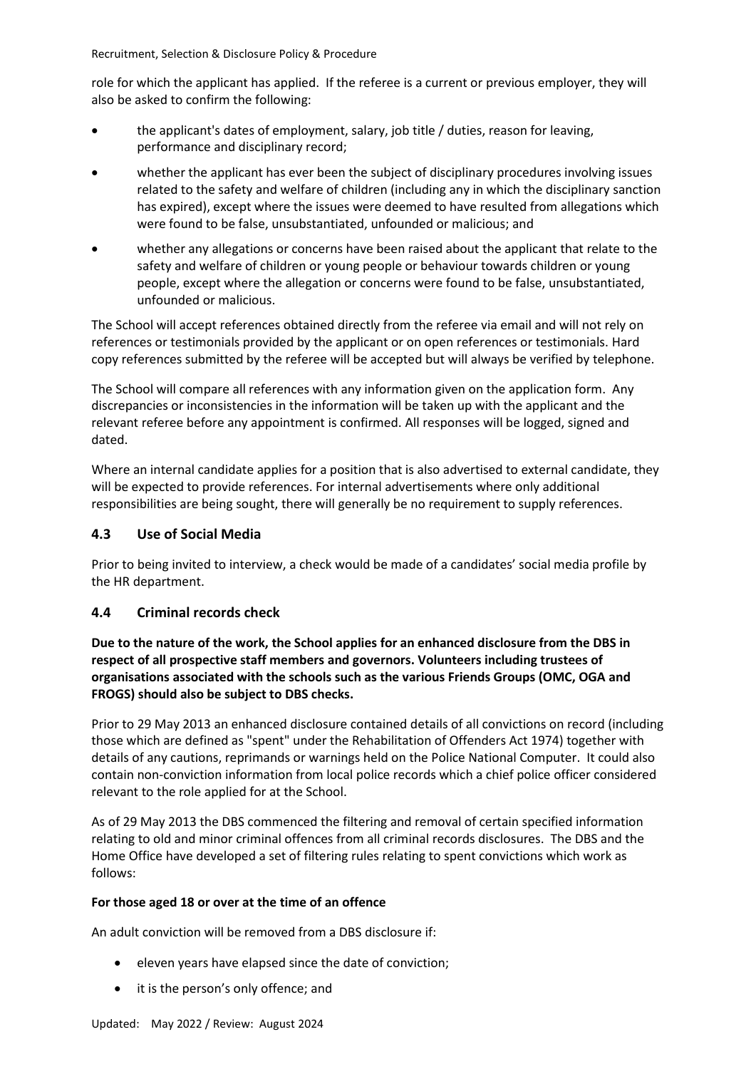role for which the applicant has applied. If the referee is a current or previous employer, they will also be asked to confirm the following:

- the applicant's dates of employment, salary, job title / duties, reason for leaving, performance and disciplinary record;
- whether the applicant has ever been the subject of disciplinary procedures involving issues related to the safety and welfare of children (including any in which the disciplinary sanction has expired), except where the issues were deemed to have resulted from allegations which were found to be false, unsubstantiated, unfounded or malicious; and
- whether any allegations or concerns have been raised about the applicant that relate to the safety and welfare of children or young people or behaviour towards children or young people, except where the allegation or concerns were found to be false, unsubstantiated, unfounded or malicious.

The School will accept references obtained directly from the referee via email and will not rely on references or testimonials provided by the applicant or on open references or testimonials. Hard copy references submitted by the referee will be accepted but will always be verified by telephone.

The School will compare all references with any information given on the application form. Any discrepancies or inconsistencies in the information will be taken up with the applicant and the relevant referee before any appointment is confirmed. All responses will be logged, signed and dated.

Where an internal candidate applies for a position that is also advertised to external candidate, they will be expected to provide references. For internal advertisements where only additional responsibilities are being sought, there will generally be no requirement to supply references.

## 4.3 Use of Social Media

Prior to being invited to interview, a check would be made of a candidates' social media profile by the HR department.

## 4.4 Criminal records check

**Due to the nature of the work, the School applies for an enhanced disclosure from the DBS in respect of all prospective staff members and governors. Volunteers including trustees of organisations associated with the schools such as the various Friends Groups (OMC, OGA and FROGS) should also be subject to DBS checks.**

Prior to 29 May 2013 an enhanced disclosure contained details of all convictions on record (including those which are defined as "spent" under the Rehabilitation of Offenders Act 1974) together with details of any cautions, reprimands or warnings held on the Police National Computer. It could also contain non-conviction information from local police records which a chief police officer considered relevant to the role applied for at the School.

As of 29 May 2013 the DBS commenced the filtering and removal of certain specified information relating to old and minor criminal offences from all criminal records disclosures. The DBS and the Home Office have developed a set of filtering rules relating to spent convictions which work as follows:

**For those aged 18 or over at the time of an offence**

An adult conviction will be removed from a DBS disclosure if:

- eleven years have elapsed since the date of conviction;
- it is the person's only offence; and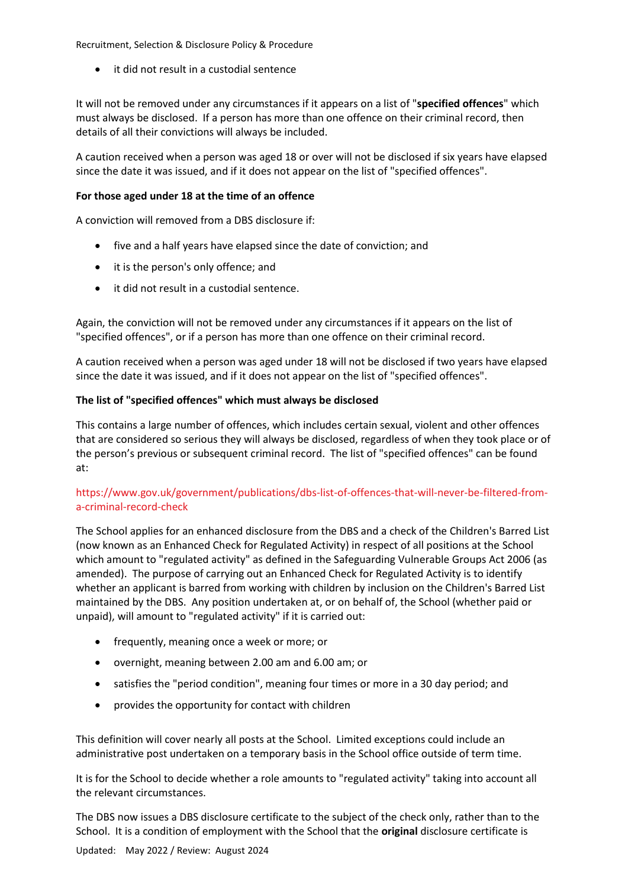- it did not result in a custodial sentence

It will not be removed under any circumstances if it appears on a list of "**specified offences**" which must always be disclosed. If a person has more than one offence on their criminal record, then details of all their convictions will always be included.

A caution received when a person was aged 18 or over will not be disclosed if six years have elapsed since the date it was issued, and if it does not appear on the list of "specified offences".

**For those aged under 18 at the time of an offence**

A conviction will removed from a DBS disclosure if:

- five and a half years have elapsed since the date of conviction; and
- it is the person's only offence; and
- it did not result in a custodial sentence.

Again, the conviction will not be removed under any circumstances if it appears on the list of "specified offences", or if a person has more than one offence on their criminal record.

A caution received when a person was aged under 18 will not be disclosed if two years have elapsed since the date it was issued, and if it does not appear on the list of "specified offences".

**The list of "specified offences" which must always be disclosed**

This contains a large number of offences, which includes certain sexual, violent and other offences that are considered so serious they will always be disclosed, regardless of when they took place or of the person's previous or subsequent criminal record. The list of "specified offences" can be found at:

https://www.gov.uk/government/publications/dbs-list-of-offences-that-will-never-be-filtered-from-a-criminal-record-check

The School applies for an enhanced disclosure from the DBS and a check of the Children's Barred List (now known as an Enhanced Check for Regulated Activity) in respect of all positions at the School which amount to "regulated activity" as defined in the Safeguarding Vulnerable Groups Act 2006 (as amended). The purpose of carrying out an Enhanced Check for Regulated Activity is to identify whether an applicant is barred from working with children by inclusion on the Children's Barred List maintained by the DBS. Any position undertaken at, or on behalf of, the School (whether paid or unpaid), will amount to "regulated activity" if it is carried out:

- frequently, meaning once a week or more; or
- overnight, meaning between 2.00 am and 6.00 am; or
- satisfies the "period condition", meaning four times or more in a 30 day period; and
- provides the opportunity for contact with children

This definition will cover nearly all posts at the School. Limited exceptions could include an administrative post undertaken on a temporary basis in the School office outside of term time.

It is for the School to decide whether a role amounts to "regulated activity" taking into account all the relevant circumstances.

The DBS now issues a DBS disclosure certificate to the subject of the check only, rather than to the School. It is a condition of employment with the School that the **original** disclosure certificate is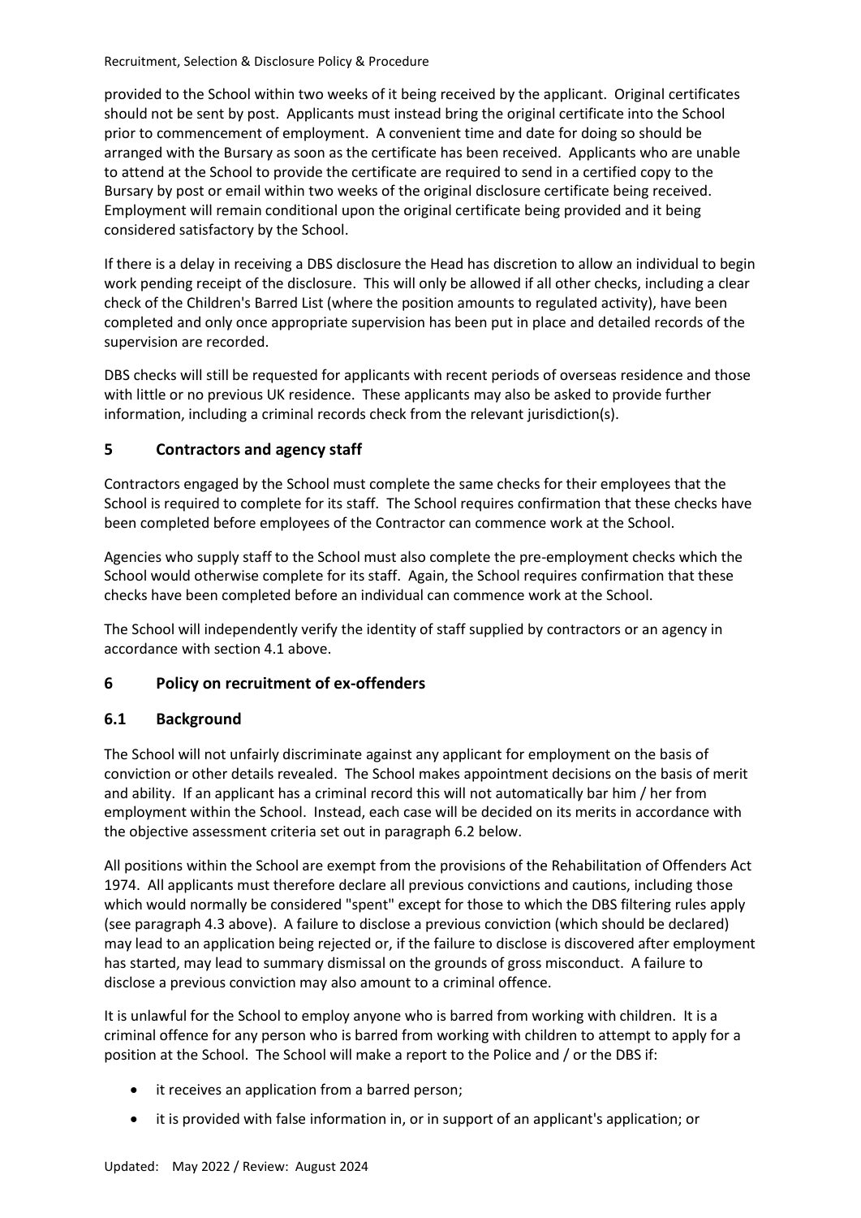provided to the School within two weeks of it being received by the applicant. Original certificates should not be sent by post. Applicants must instead bring the original certificate into the School prior to commencement of employment. A convenient time and date for doing so should be arranged with the Bursary as soon as the certificate has been received. Applicants who are unable to attend at the School to provide the certificate are required to send in a certified copy to the Bursary by post or email within two weeks of the original disclosure certificate being received. Employment will remain conditional upon the original certificate being provided and it being considered satisfactory by the School.

If there is a delay in receiving a DBS disclosure the Head has discretion to allow an individual to begin work pending receipt of the disclosure. This will only be allowed if all other checks, including a clear check of the Children's Barred List (where the position amounts to regulated activity), have been completed and only once appropriate supervision has been put in place and detailed records of the supervision are recorded.

DBS checks will still be requested for applicants with recent periods of overseas residence and those with little or no previous UK residence. These applicants may also be asked to provide further information, including a criminal records check from the relevant jurisdiction(s).

## 5 Contractors and agency staff

Contractors engaged by the School must complete the same checks for their employees that the School is required to complete for its staff. The School requires confirmation that these checks have been completed before employees of the Contractor can commence work at the School.

Agencies who supply staff to the School must also complete the pre-employment checks which the School would otherwise complete for its staff. Again, the School requires confirmation that these checks have been completed before an individual can commence work at the School.

The School will independently verify the identity of staff supplied by contractors or an agency in accordance with section 4.1 above.

## 6 Policy on recruitment of ex-offenders

### 6.1 Background

The School will not unfairly discriminate against any applicant for employment on the basis of conviction or other details revealed. The School makes appointment decisions on the basis of merit and ability. If an applicant has a criminal record this will not automatically bar him / her from employment within the School. Instead, each case will be decided on its merits in accordance with the objective assessment criteria set out in paragraph 6.2 below.

All positions within the School are exempt from the provisions of the Rehabilitation of Offenders Act 1974. All applicants must therefore declare all previous convictions and cautions, including those which would normally be considered "spent" except for those to which the DBS filtering rules apply (see paragraph 4.3 above). A failure to disclose a previous conviction (which should be declared) may lead to an application being rejected or, if the failure to disclose is discovered after employment has started, may lead to summary dismissal on the grounds of gross misconduct. A failure to disclose a previous conviction may also amount to a criminal offence.

It is unlawful for the School to employ anyone who is barred from working with children. It is a criminal offence for any person who is barred from working with children to attempt to apply for a position at the School. The School will make a report to the Police and / or the DBS if:

- it receives an application from a barred person;
- it is provided with false information in, or in support of an applicant's application; or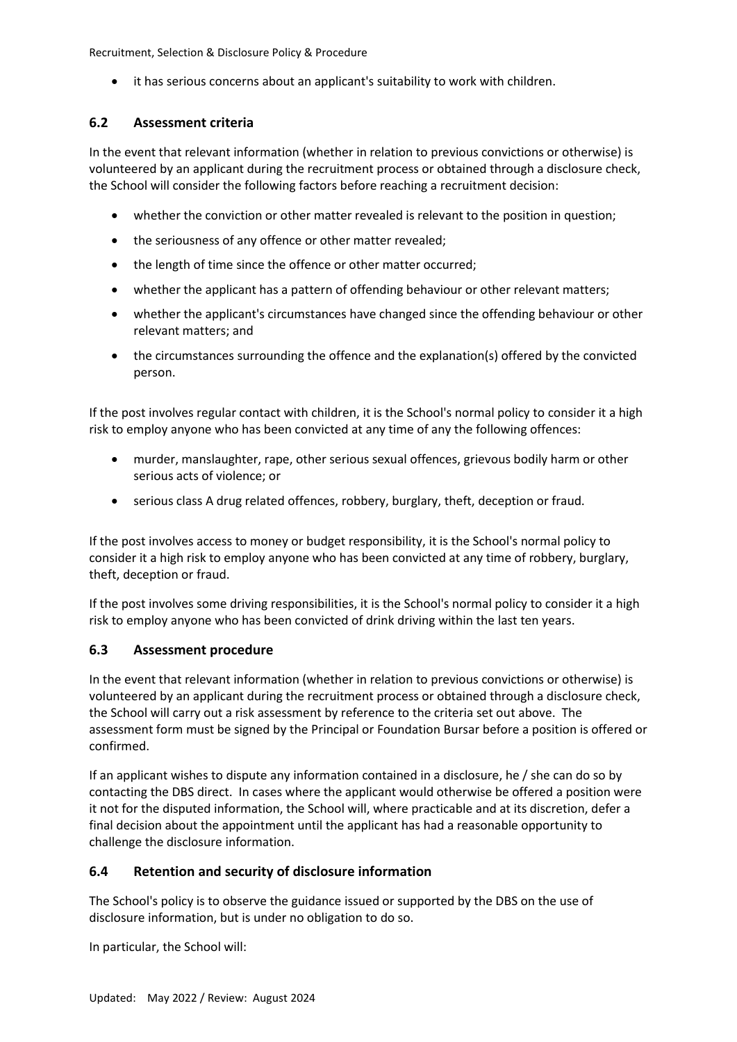- it has serious concerns about an applicant's suitability to work with children.

### 6.2 Assessment criteria

In the event that relevant information (whether in relation to previous convictions or otherwise) is volunteered by an applicant during the recruitment process or obtained through a disclosure check, the School will consider the following factors before reaching a recruitment decision:

- whether the conviction or other matter revealed is relevant to the position in question;
- the seriousness of any offence or other matter revealed;
- the length of time since the offence or other matter occurred;
- whether the applicant has a pattern of offending behaviour or other relevant matters;
- whether the applicant's circumstances have changed since the offending behaviour or other relevant matters; and
- the circumstances surrounding the offence and the explanation(s) offered by the convicted person.

If the post involves regular contact with children, it is the School's normal policy to consider it a high risk to employ anyone who has been convicted at any time of any the following offences:

- murder, manslaughter, rape, other serious sexual offences, grievous bodily harm or other serious acts of violence; or
- serious class A drug related offences, robbery, burglary, theft, deception or fraud.

If the post involves access to money or budget responsibility, it is the School's normal policy to consider it a high risk to employ anyone who has been convicted at any time of robbery, burglary, theft, deception or fraud.

If the post involves some driving responsibilities, it is the School's normal policy to consider it a high risk to employ anyone who has been convicted of drink driving within the last ten years.

### 6.3 Assessment procedure

In the event that relevant information (whether in relation to previous convictions or otherwise) is volunteered by an applicant during the recruitment process or obtained through a disclosure check, the School will carry out a risk assessment by reference to the criteria set out above. The assessment form must be signed by the Principal or Foundation Bursar before a position is offered or confirmed.

If an applicant wishes to dispute any information contained in a disclosure, he / she can do so by contacting the DBS direct. In cases where the applicant would otherwise be offered a position were it not for the disputed information, the School will, where practicable and at its discretion, defer a final decision about the appointment until the applicant has had a reasonable opportunity to challenge the disclosure information.

### 6.4 Retention and security of disclosure information

The School's policy is to observe the guidance issued or supported by the DBS on the use of disclosure information, but is under no obligation to do so.

In particular, the School will: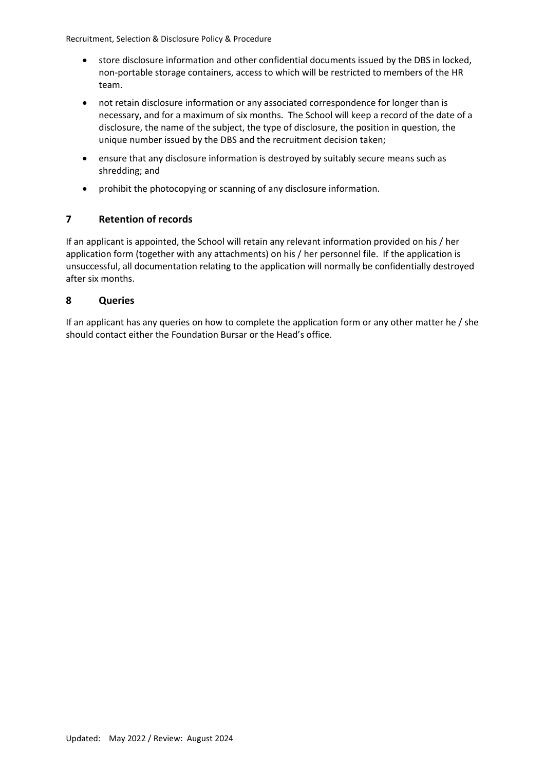- store disclosure information and other confidential documents issued by the DBS in locked, non-portable storage containers, access to which will be restricted to members of the HR team.
- not retain disclosure information or any associated correspondence for longer than is necessary, and for a maximum of six months. The School will keep a record of the date of a disclosure, the name of the subject, the type of disclosure, the position in question, the unique number issued by the DBS and the recruitment decision taken;
- ensure that any disclosure information is destroyed by suitably secure means such as shredding; and
- prohibit the photocopying or scanning of any disclosure information.

## 7 Retention of records

If an applicant is appointed, the School will retain any relevant information provided on his / her application form (together with any attachments) on his / her personnel file. If the application is unsuccessful, all documentation relating to the application will normally be confidentially destroyed after six months.

## 8 Queries

If an applicant has any queries on how to complete the application form or any other matter he / she should contact either the Foundation Bursar or the Head's office.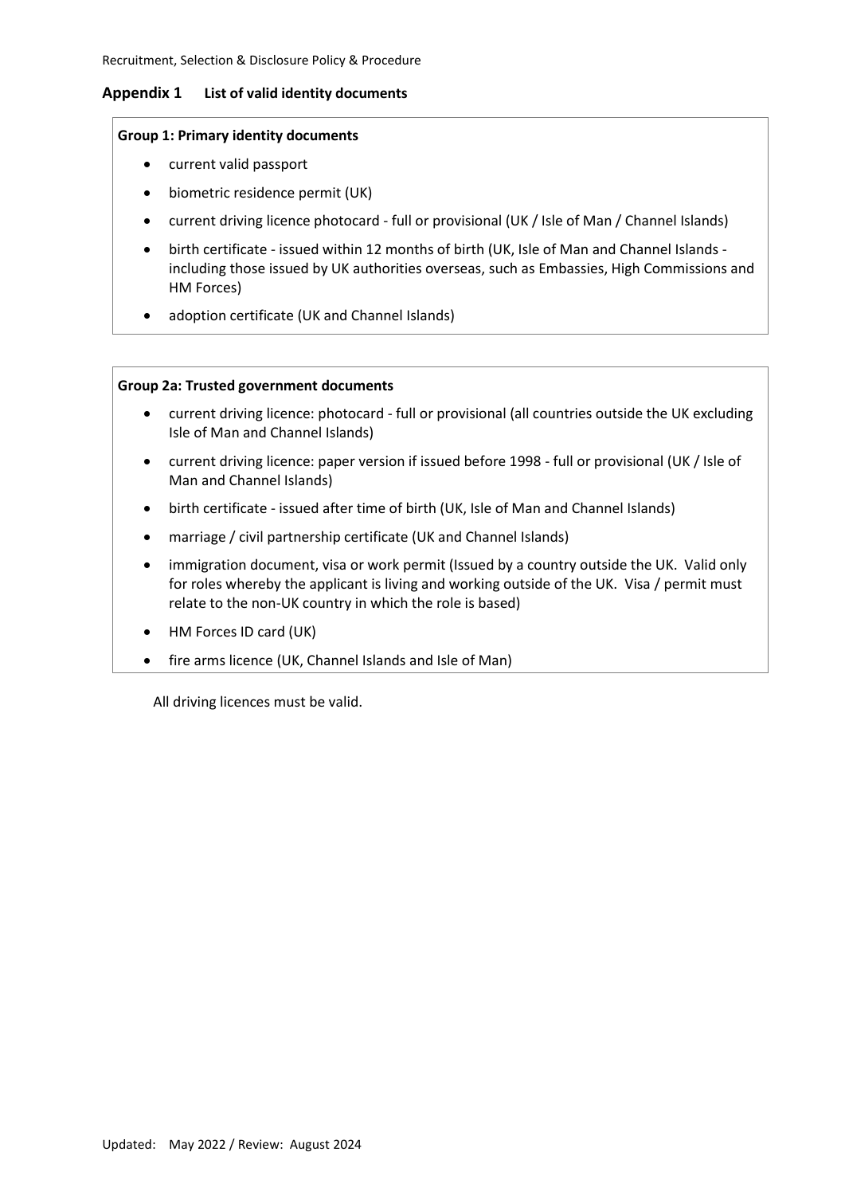## Appendix 1 List of valid identity documents

**Group 1: Primary identity documents**

- current valid passport
- biometric residence permit (UK)
- current driving licence photocard - full or provisional (UK / Isle of Man / Channel Islands)
- birth certificate - issued within 12 months of birth (UK, Isle of Man and Channel Islands - including those issued by UK authorities overseas, such as Embassies, High Commissions and HM Forces)
- adoption certificate (UK and Channel Islands)

**Group 2a: Trusted government documents**

- current driving licence: photocard - full or provisional (all countries outside the UK excluding Isle of Man and Channel Islands)
- current driving licence: paper version if issued before 1998 - full or provisional (UK / Isle of Man and Channel Islands)
- birth certificate - issued after time of birth (UK, Isle of Man and Channel Islands)
- marriage / civil partnership certificate (UK and Channel Islands)
- immigration document, visa or work permit (Issued by a country outside the UK. Valid only for roles whereby the applicant is living and working outside of the UK. Visa / permit must relate to the non-UK country in which the role is based)
- HM Forces ID card (UK)
- fire arms licence (UK, Channel Islands and Isle of Man)

All driving licences must be valid.